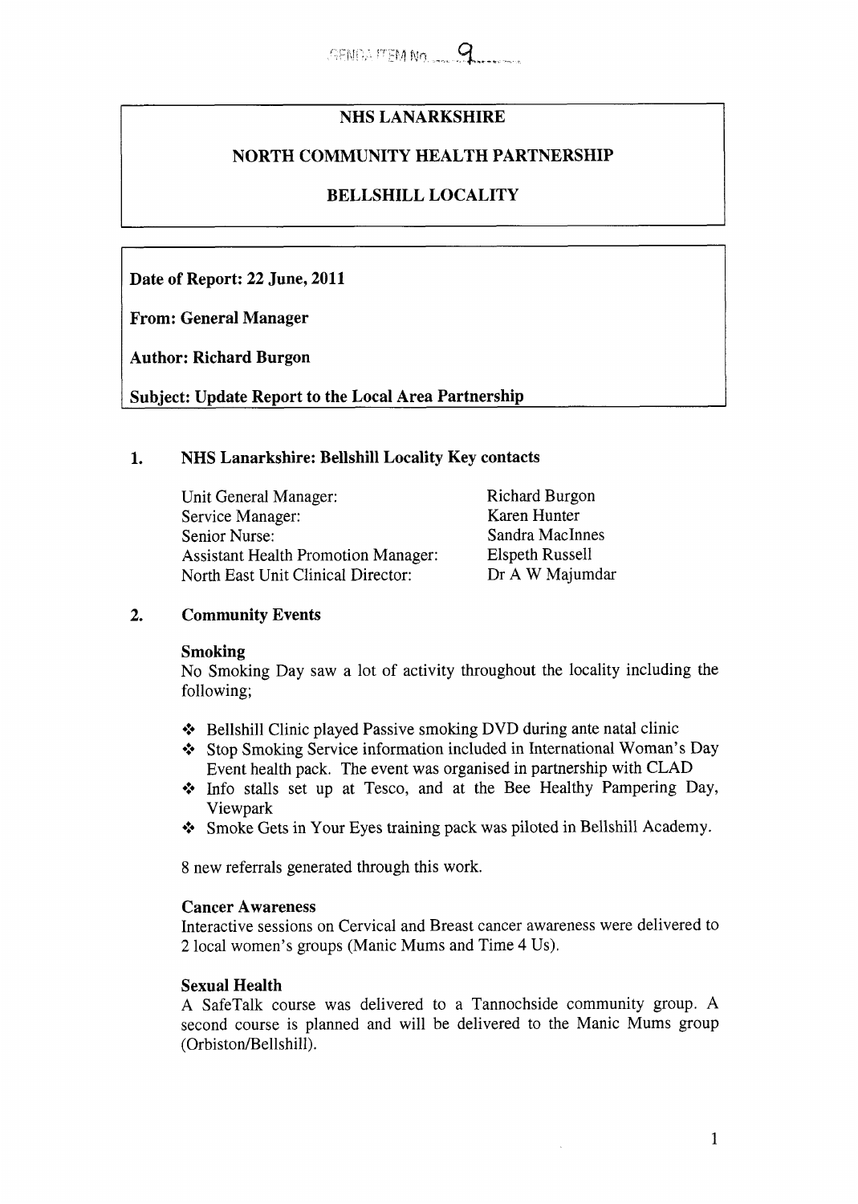AGENDA ITEM No. 9

# NHS LANARKSHIRE

## NORTH COMMUNITY HEALTH PARTNERSHIP

## BELLSHILL LOCALITY

**Date of Report: 22 June, 2011**

**From: General Manager**

**Author: Richard Burgon**

**Subject: Update Report to the Local Area Partnership**

## 1. NHS Lanarkshire: Bellshill Locality Key contacts

| | |
|---|---|
| Unit General Manager: | Richard Burgon |
| Service Manager: | Karen Hunter |
| Senior Nurse: | Sandra MacInnes |
| Assistant Health Promotion Manager: | Elspeth Russell |
| North East Unit Clinical Director: | Dr A W Majumdar |

## 2. Community Events

### Smoking

No Smoking Day saw a lot of activity throughout the locality including the following;

- Bellshill Clinic played Passive smoking DVD during ante natal clinic
- Stop Smoking Service information included in International Woman's Day Event health pack. The event was organised in partnership with CLAD
- Info stalls set up at Tesco, and at the Bee Healthy Pampering Day, Viewpark
- Smoke Gets in Your Eyes training pack was piloted in Bellshill Academy.

8 new referrals generated through this work.

### Cancer Awareness

Interactive sessions on Cervical and Breast cancer awareness were delivered to 2 local women's groups (Manic Mums and Time 4 Us).

### Sexual Health

A SafeTalk course was delivered to a Tannochside community group. A second course is planned and will be delivered to the Manic Mums group (Orbiston/Bellshill).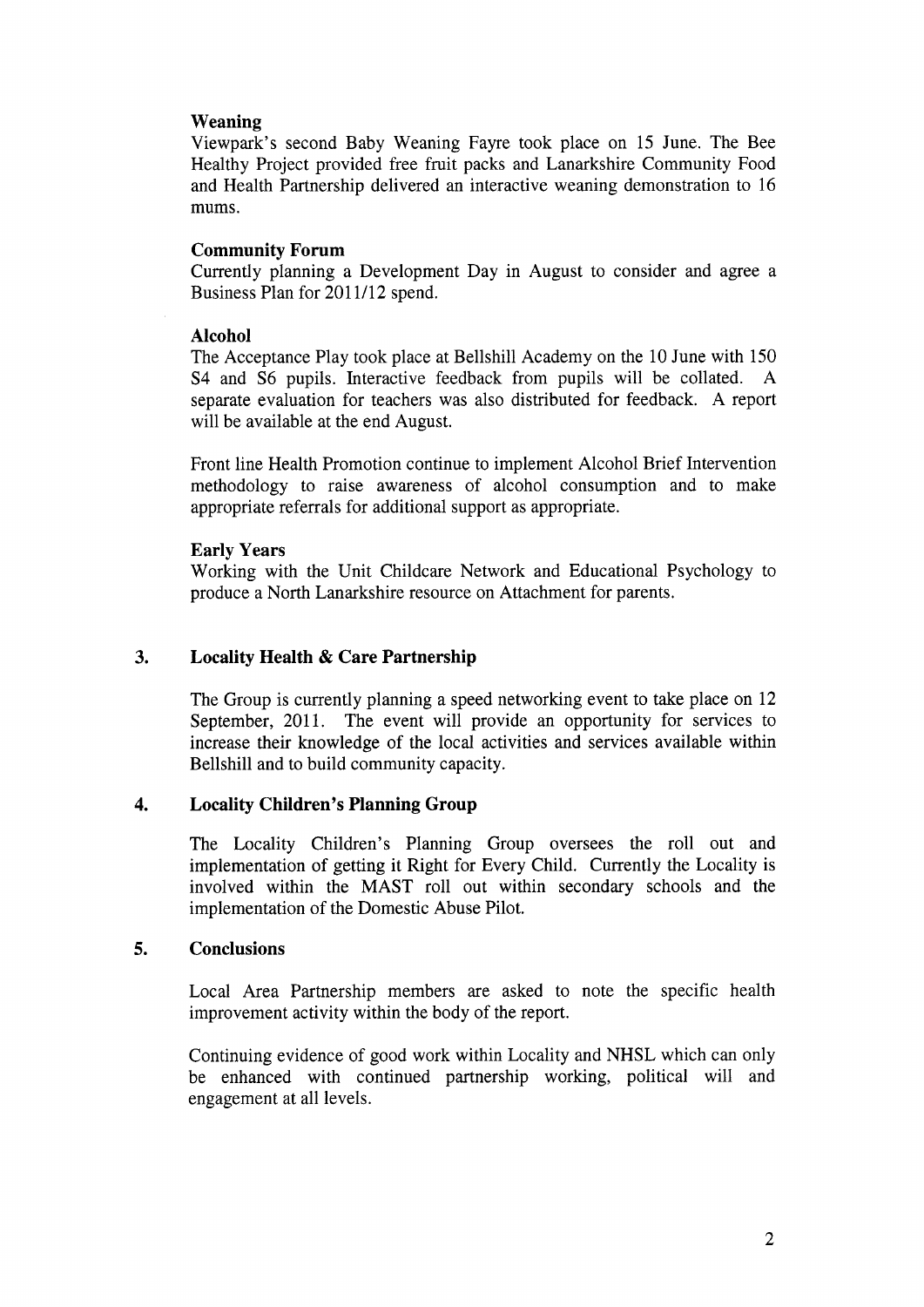**Weaning**

Viewpark's second Baby Weaning Fayre took place on 15 June. The Bee Healthy Project provided free fruit packs and Lanarkshire Community Food and Health Partnership delivered an interactive weaning demonstration to 16 mums.

**Community Forum**

Currently planning a Development Day in August to consider and agree a Business Plan for 2011/12 spend.

**Alcohol**

The Acceptance Play took place at Bellshill Academy on the 10 June with 150 S4 and S6 pupils. Interactive feedback from pupils will be collated. A separate evaluation for teachers was also distributed for feedback. A report will be available at the end August.

Front line Health Promotion continue to implement Alcohol Brief Intervention methodology to raise awareness of alcohol consumption and to make appropriate referrals for additional support as appropriate.

**Early Years**

Working with the Unit Childcare Network and Educational Psychology to produce a North Lanarkshire resource on Attachment for parents.

## 3. Locality Health & Care Partnership

The Group is currently planning a speed networking event to take place on 12 September, 2011. The event will provide an opportunity for services to increase their knowledge of the local activities and services available within Bellshill and to build community capacity.

## 4. Locality Children's Planning Group

The Locality Children's Planning Group oversees the roll out and implementation of getting it Right for Every Child. Currently the Locality is involved within the MAST roll out within secondary schools and the implementation of the Domestic Abuse Pilot.

## 5. Conclusions

Local Area Partnership members are asked to note the specific health improvement activity within the body of the report.

Continuing evidence of good work within Locality and NHSL which can only be enhanced with continued partnership working, political will and engagement at all levels.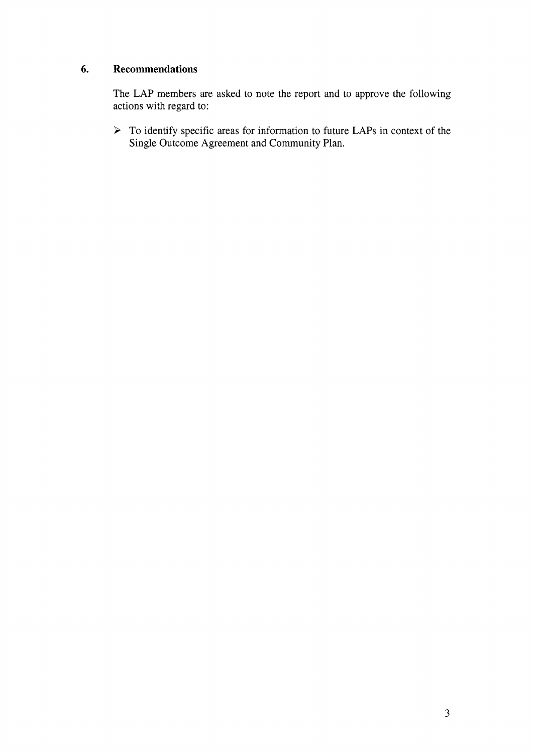## 6. Recommendations

The LAP members are asked to note the report and to approve the following actions with regard to:

- To identify specific areas for information to future LAPs in context of the Single Outcome Agreement and Community Plan.